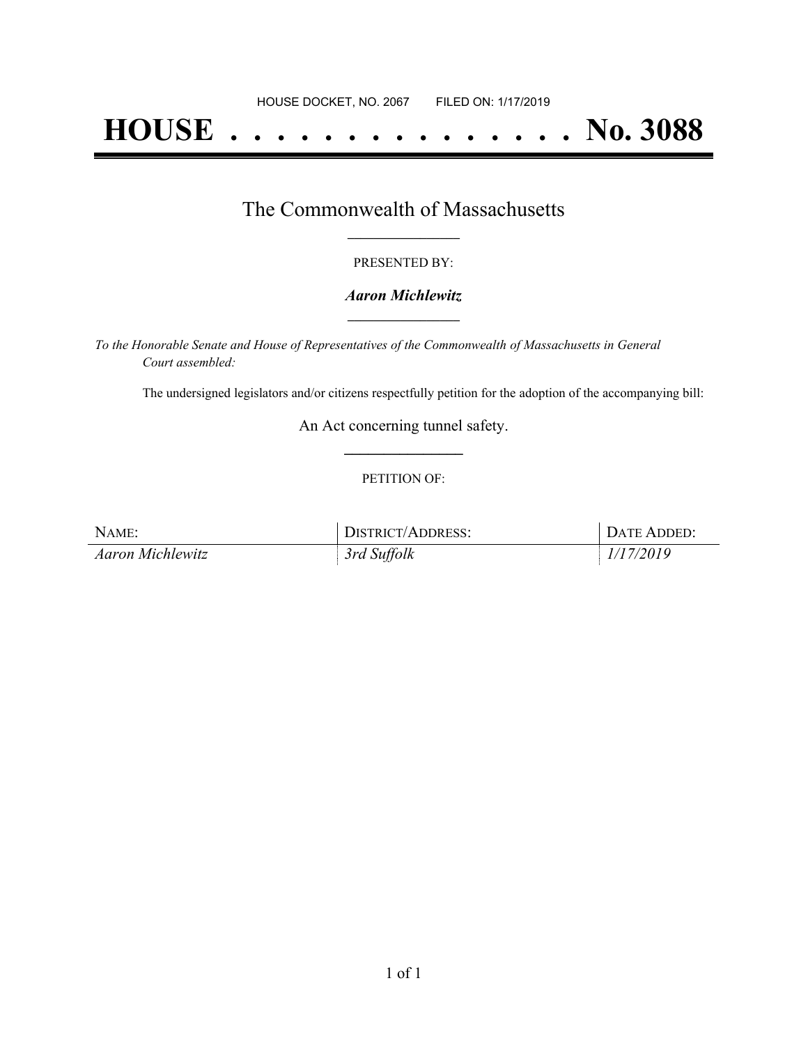HOUSE DOCKET, NO. 2067 FILED ON: 1/17/2019

# HOUSE . . . . . . . . . . . . . . . No. 3088

## The Commonwealth of Massachusetts

PRESENTED BY:

***Aaron Michlewitz***

*To the Honorable Senate and House of Representatives of the Commonwealth of Massachusetts in General Court assembled:*

The undersigned legislators and/or citizens respectfully petition for the adoption of the accompanying bill:

An Act concerning tunnel safety.

PETITION OF:

| NAME: | DISTRICT/ADDRESS: | DATE ADDED: |
|---|---|---|
| *Aaron Michlewitz* | *3rd Suffolk* | *1/17/2019* |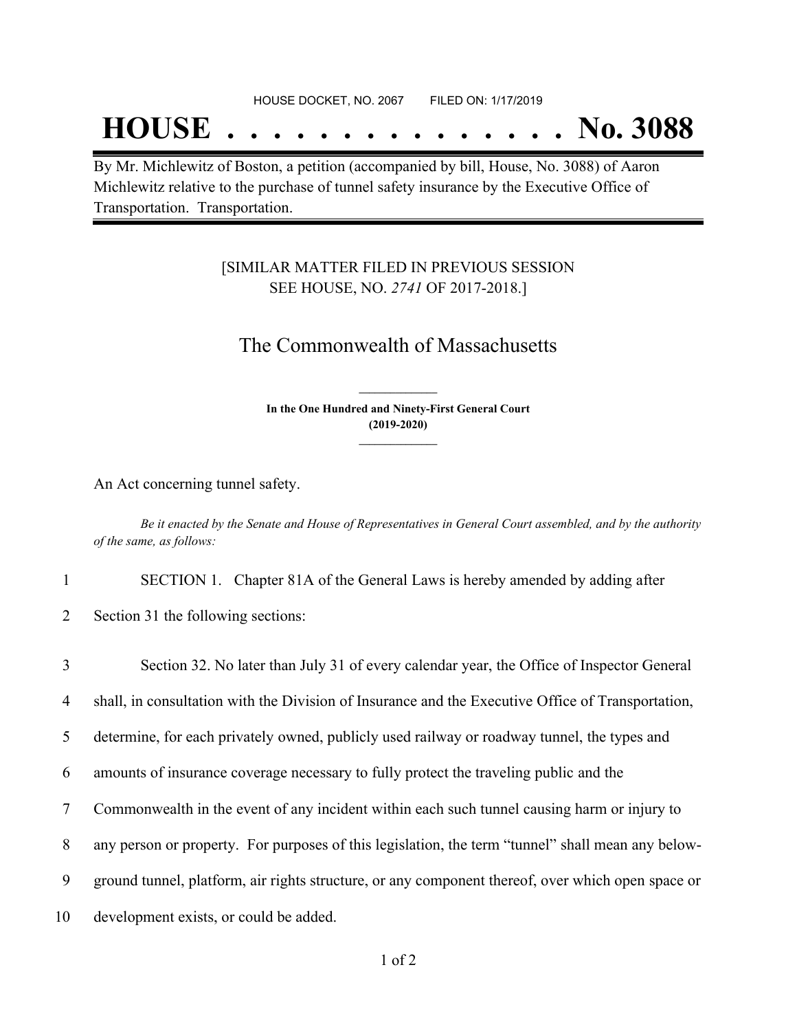HOUSE DOCKET, NO. 2067 FILED ON: 1/17/2019

# HOUSE . . . . . . . . . . . . . . . No. 3088

By Mr. Michlewitz of Boston, a petition (accompanied by bill, House, No. 3088) of Aaron Michlewitz relative to the purchase of tunnel safety insurance by the Executive Office of Transportation. Transportation.

[SIMILAR MATTER FILED IN PREVIOUS SESSION SEE HOUSE, NO. *2741* OF 2017-2018.]

## The Commonwealth of Massachusetts

**In the One Hundred and Ninety-First General Court (2019-2020)**

An Act concerning tunnel safety.

*Be it enacted by the Senate and House of Representatives in General Court assembled, and by the authority of the same, as follows:*

1 SECTION 1. Chapter 81A of the General Laws is hereby amended by adding after
2 Section 31 the following sections:

3 Section 32. No later than July 31 of every calendar year, the Office of Inspector General
4 shall, in consultation with the Division of Insurance and the Executive Office of Transportation,
5 determine, for each privately owned, publicly used railway or roadway tunnel, the types and
6 amounts of insurance coverage necessary to fully protect the traveling public and the
7 Commonwealth in the event of any incident within each such tunnel causing harm or injury to
8 any person or property. For purposes of this legislation, the term "tunnel" shall mean any below-
9 ground tunnel, platform, air rights structure, or any component thereof, over which open space or
10 development exists, or could be added.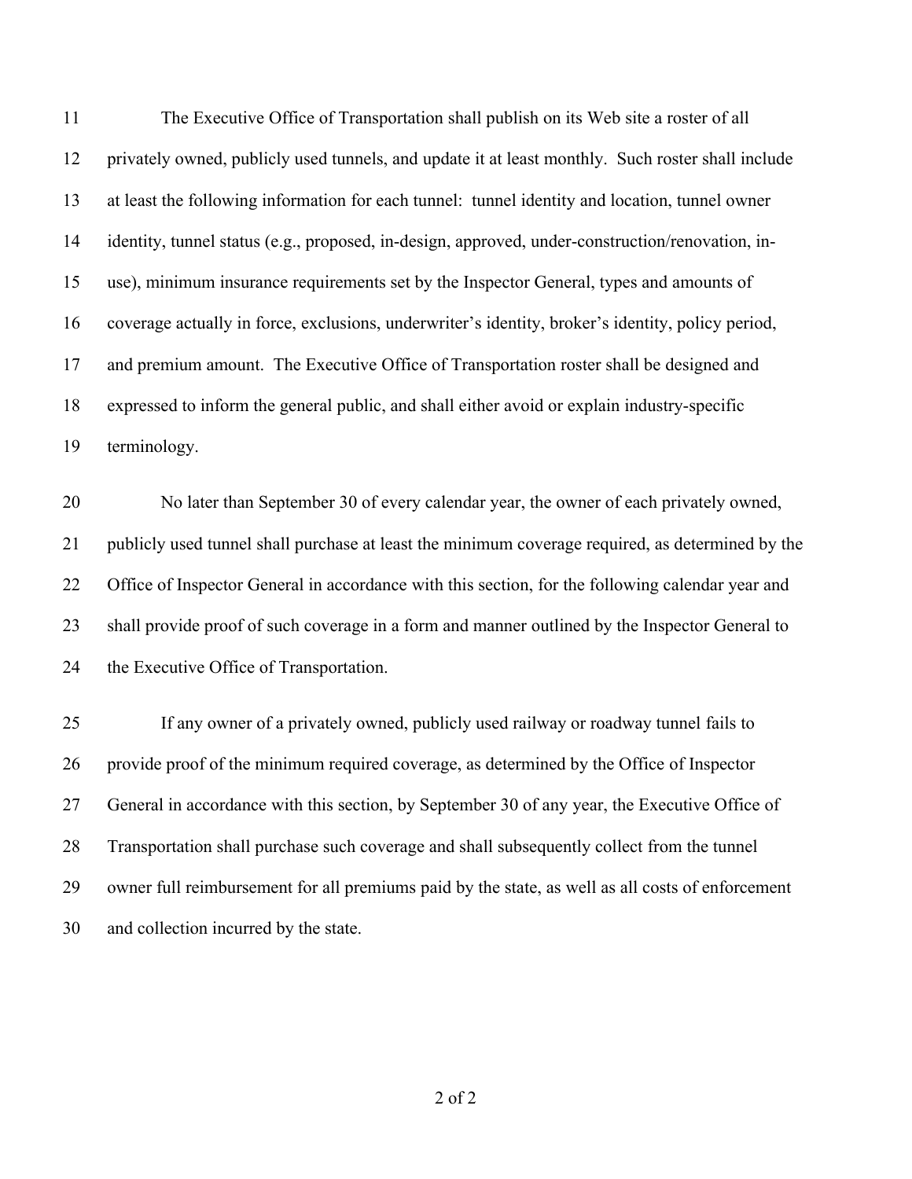The Executive Office of Transportation shall publish on its Web site a roster of all privately owned, publicly used tunnels, and update it at least monthly. Such roster shall include at least the following information for each tunnel: tunnel identity and location, tunnel owner identity, tunnel status (e.g., proposed, in-design, approved, under-construction/renovation, in-use), minimum insurance requirements set by the Inspector General, types and amounts of coverage actually in force, exclusions, underwriter's identity, broker's identity, policy period, and premium amount. The Executive Office of Transportation roster shall be designed and expressed to inform the general public, and shall either avoid or explain industry-specific terminology.

No later than September 30 of every calendar year, the owner of each privately owned, publicly used tunnel shall purchase at least the minimum coverage required, as determined by the Office of Inspector General in accordance with this section, for the following calendar year and shall provide proof of such coverage in a form and manner outlined by the Inspector General to the Executive Office of Transportation.

If any owner of a privately owned, publicly used railway or roadway tunnel fails to provide proof of the minimum required coverage, as determined by the Office of Inspector General in accordance with this section, by September 30 of any year, the Executive Office of Transportation shall purchase such coverage and shall subsequently collect from the tunnel owner full reimbursement for all premiums paid by the state, as well as all costs of enforcement and collection incurred by the state.